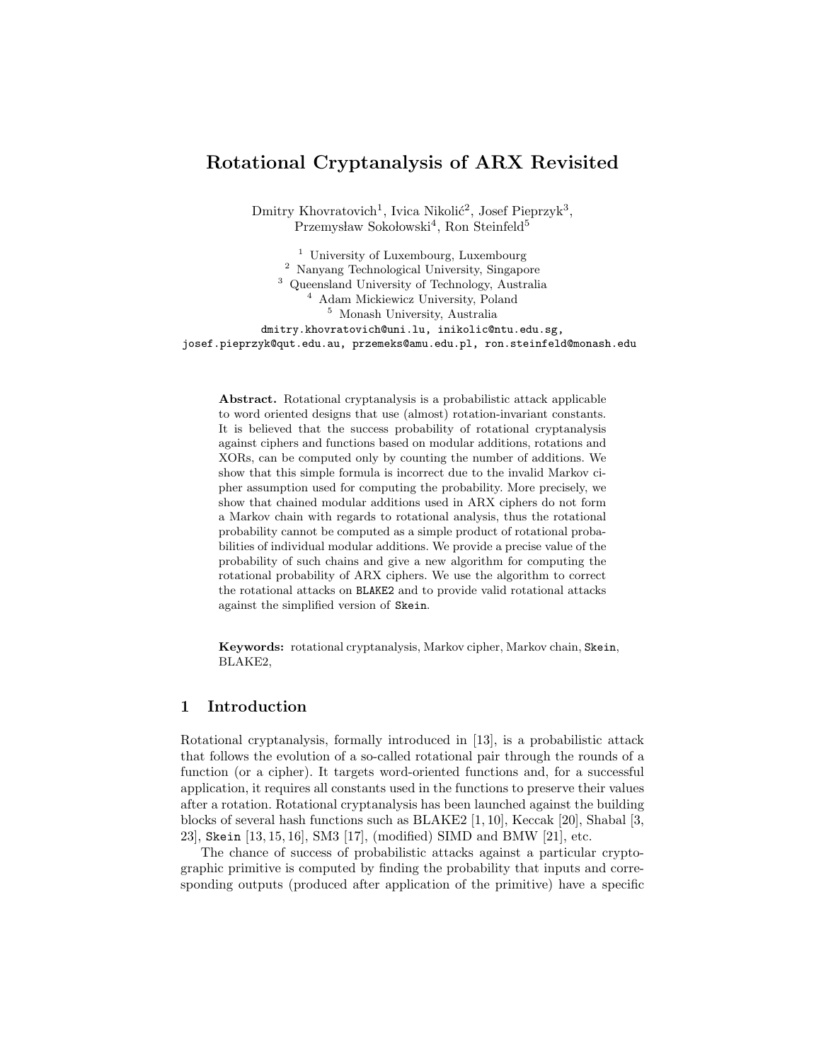# Rotational Cryptanalysis of ARX Revisited

Dmitry Khovratovich[1], Ivica Nikolić[2], Josef Pieprzyk[3], Przemysław Sokołowski[4], Ron Steinfeld[5]

[1] University of Luxembourg, Luxembourg
[2] Nanyang Technological University, Singapore
[3] Queensland University of Technology, Australia
[4] Adam Mickiewicz University, Poland
[5] Monash University, Australia

`dmitry.khovratovich@uni.lu, inikolic@ntu.edu.sg, josef.pieprzyk@qut.edu.au, przemeks@amu.edu.pl, ron.steinfeld@monash.edu`

**Abstract.** Rotational cryptanalysis is a probabilistic attack applicable to word oriented designs that use (almost) rotation-invariant constants. It is believed that the success probability of rotational cryptanalysis against ciphers and functions based on modular additions, rotations and XORs, can be computed only by counting the number of additions. We show that this simple formula is incorrect due to the invalid Markov cipher assumption used for computing the probability. More precisely, we show that chained modular additions used in ARX ciphers do not form a Markov chain with regards to rotational analysis, thus the rotational probability cannot be computed as a simple product of rotational probabilities of individual modular additions. We provide a precise value of the probability of such chains and give a new algorithm for computing the rotational probability of ARX ciphers. We use the algorithm to correct the rotational attacks on `BLAKE2` and to provide valid rotational attacks against the simplified version of `Skein`.

**Keywords:** rotational cryptanalysis, Markov cipher, Markov chain, `Skein`, BLAKE2,

## 1 Introduction

Rotational cryptanalysis, formally introduced in [13], is a probabilistic attack that follows the evolution of a so-called rotational pair through the rounds of a function (or a cipher). It targets word-oriented functions and, for a successful application, it requires all constants used in the functions to preserve their values after a rotation. Rotational cryptanalysis has been launched against the building blocks of several hash functions such as BLAKE2 [1, 10], Keccak [20], Shabal [3, 23], `Skein` [13, 15, 16], SM3 [17], (modified) SIMD and BMW [21], etc.

The chance of success of probabilistic attacks against a particular cryptographic primitive is computed by finding the probability that inputs and corresponding outputs (produced after application of the primitive) have a specific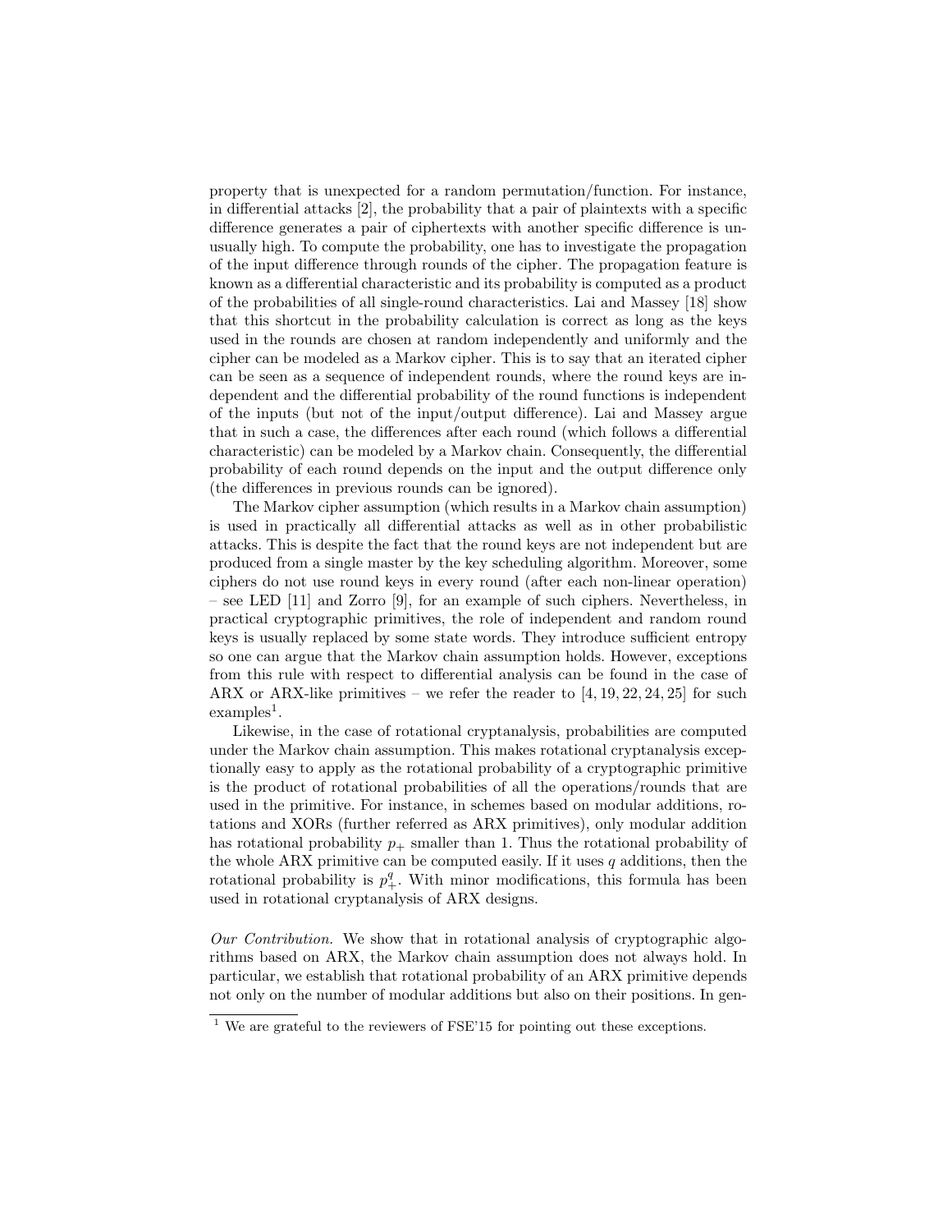property that is unexpected for a random permutation/function. For instance, in differential attacks [2], the probability that a pair of plaintexts with a specific difference generates a pair of ciphertexts with another specific difference is unusually high. To compute the probability, one has to investigate the propagation of the input difference through rounds of the cipher. The propagation feature is known as a differential characteristic and its probability is computed as a product of the probabilities of all single-round characteristics. Lai and Massey [18] show that this shortcut in the probability calculation is correct as long as the keys used in the rounds are chosen at random independently and uniformly and the cipher can be modeled as a Markov cipher. This is to say that an iterated cipher can be seen as a sequence of independent rounds, where the round keys are independent and the differential probability of the round functions is independent of the inputs (but not of the input/output difference). Lai and Massey argue that in such a case, the differences after each round (which follows a differential characteristic) can be modeled by a Markov chain. Consequently, the differential probability of each round depends on the input and the output difference only (the differences in previous rounds can be ignored).

The Markov cipher assumption (which results in a Markov chain assumption) is used in practically all differential attacks as well as in other probabilistic attacks. This is despite the fact that the round keys are not independent but are produced from a single master by the key scheduling algorithm. Moreover, some ciphers do not use round keys in every round (after each non-linear operation) – see LED [11] and Zorro [9], for an example of such ciphers. Nevertheless, in practical cryptographic primitives, the role of independent and random round keys is usually replaced by some state words. They introduce sufficient entropy so one can argue that the Markov chain assumption holds. However, exceptions from this rule with respect to differential analysis can be found in the case of ARX or ARX-like primitives – we refer the reader to [4, 19, 22, 24, 25] for such examples[1].

Likewise, in the case of rotational cryptanalysis, probabilities are computed under the Markov chain assumption. This makes rotational cryptanalysis exceptionally easy to apply as the rotational probability of a cryptographic primitive is the product of rotational probabilities of all the operations/rounds that are used in the primitive. For instance, in schemes based on modular additions, rotations and XORs (further referred as ARX primitives), only modular addition has rotational probability $p_+$ smaller than 1. Thus the rotational probability of the whole ARX primitive can be computed easily. If it uses $q$ additions, then the rotational probability is $p_+^q$. With minor modifications, this formula has been used in rotational cryptanalysis of ARX designs.

*Our Contribution.* We show that in rotational analysis of cryptographic algorithms based on ARX, the Markov chain assumption does not always hold. In particular, we establish that rotational probability of an ARX primitive depends not only on the number of modular additions but also on their positions. In gen-

[1] We are grateful to the reviewers of FSE'15 for pointing out these exceptions.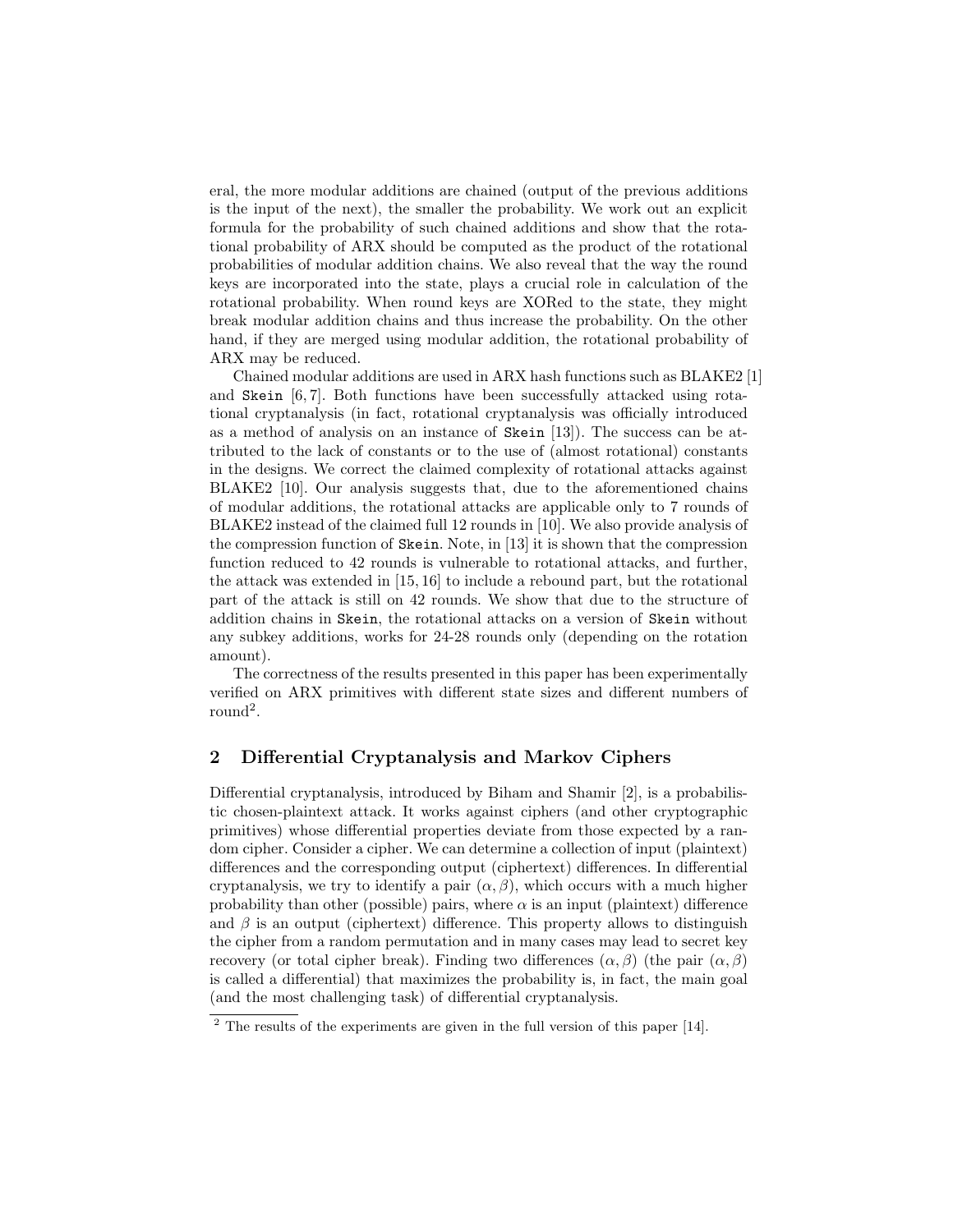eral, the more modular additions are chained (output of the previous additions is the input of the next), the smaller the probability. We work out an explicit formula for the probability of such chained additions and show that the rotational probability of ARX should be computed as the product of the rotational probabilities of modular addition chains. We also reveal that the way the round keys are incorporated into the state, plays a crucial role in calculation of the rotational probability. When round keys are XORed to the state, they might break modular addition chains and thus increase the probability. On the other hand, if they are merged using modular addition, the rotational probability of ARX may be reduced.

Chained modular additions are used in ARX hash functions such as BLAKE2 [1] and `Skein` [6, 7]. Both functions have been successfully attacked using rotational cryptanalysis (in fact, rotational cryptanalysis was officially introduced as a method of analysis on an instance of `Skein` [13]). The success can be attributed to the lack of constants or to the use of (almost rotational) constants in the designs. We correct the claimed complexity of rotational attacks against BLAKE2 [10]. Our analysis suggests that, due to the aforementioned chains of modular additions, the rotational attacks are applicable only to 7 rounds of BLAKE2 instead of the claimed full 12 rounds in [10]. We also provide analysis of the compression function of `Skein`. Note, in [13] it is shown that the compression function reduced to 42 rounds is vulnerable to rotational attacks, and further, the attack was extended in [15, 16] to include a rebound part, but the rotational part of the attack is still on 42 rounds. We show that due to the structure of addition chains in `Skein`, the rotational attacks on a version of `Skein` without any subkey additions, works for 24-28 rounds only (depending on the rotation amount).

The correctness of the results presented in this paper has been experimentally verified on ARX primitives with different state sizes and different numbers of round[2].

## 2 Differential Cryptanalysis and Markov Ciphers

Differential cryptanalysis, introduced by Biham and Shamir [2], is a probabilistic chosen-plaintext attack. It works against ciphers (and other cryptographic primitives) whose differential properties deviate from those expected by a random cipher. Consider a cipher. We can determine a collection of input (plaintext) differences and the corresponding output (ciphertext) differences. In differential cryptanalysis, we try to identify a pair $(\alpha, \beta)$, which occurs with a much higher probability than other (possible) pairs, where $\alpha$ is an input (plaintext) difference and $\beta$ is an output (ciphertext) difference. This property allows to distinguish the cipher from a random permutation and in many cases may lead to secret key recovery (or total cipher break). Finding two differences $(\alpha, \beta)$ (the pair $(\alpha, \beta)$ is called a differential) that maximizes the probability is, in fact, the main goal (and the most challenging task) of differential cryptanalysis.

[2] The results of the experiments are given in the full version of this paper [14].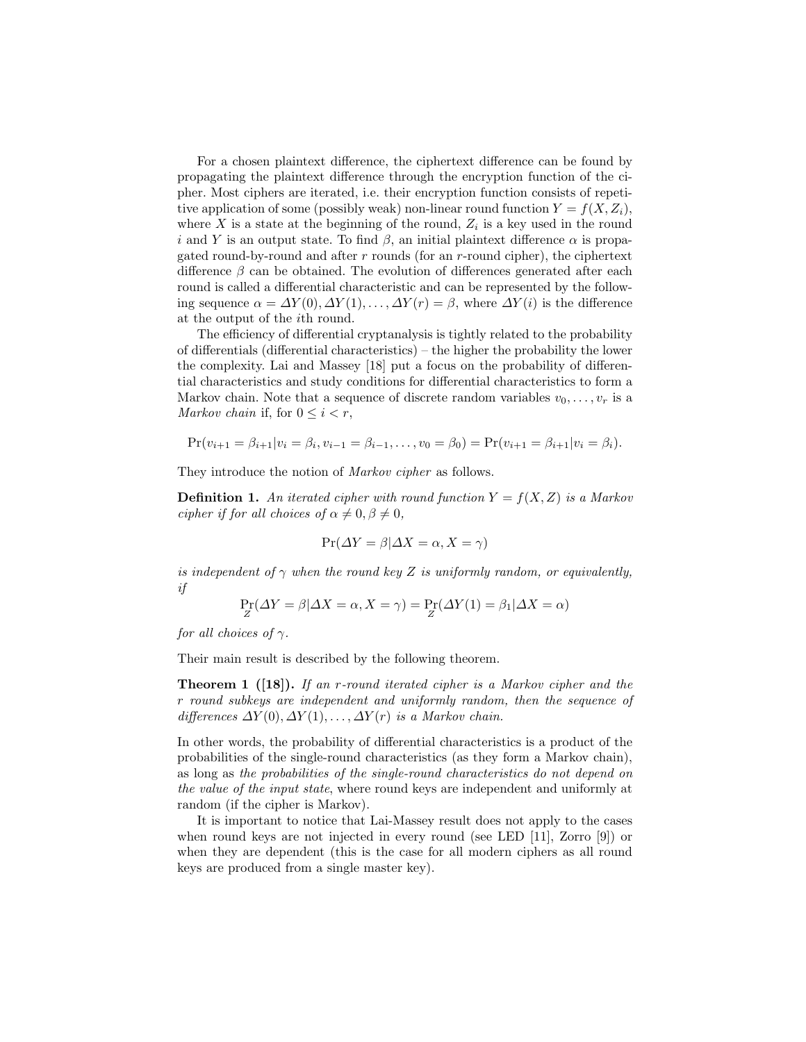For a chosen plaintext difference, the ciphertext difference can be found by propagating the plaintext difference through the encryption function of the cipher. Most ciphers are iterated, i.e. their encryption function consists of repetitive application of some (possibly weak) non-linear round function $Y = f(X, Z_i)$, where $X$ is a state at the beginning of the round, $Z_i$ is a key used in the round $i$ and $Y$ is an output state. To find $\beta$, an initial plaintext difference $\alpha$ is propagated round-by-round and after $r$ rounds (for an $r$-round cipher), the ciphertext difference $\beta$ can be obtained. The evolution of differences generated after each round is called a differential characteristic and can be represented by the following sequence $\alpha = \Delta Y(0), \Delta Y(1), \ldots, \Delta Y(r) = \beta$, where $\Delta Y(i)$ is the difference at the output of the $i$th round.

The efficiency of differential cryptanalysis is tightly related to the probability of differentials (differential characteristics) – the higher the probability the lower the complexity. Lai and Massey [18] put a focus on the probability of differential characteristics and study conditions for differential characteristics to form a Markov chain. Note that a sequence of discrete random variables $v_0, \ldots, v_r$ is a *Markov chain* if, for $0 \leq i < r$,

$$\Pr(v_{i+1} = \beta_{i+1} | v_i = \beta_i, v_{i-1} = \beta_{i-1}, \ldots, v_0 = \beta_0) = \Pr(v_{i+1} = \beta_{i+1} | v_i = \beta_i).$$

They introduce the notion of *Markov cipher* as follows.

**Definition 1.** *An iterated cipher with round function $Y = f(X, Z)$ is a Markov cipher if for all choices of $\alpha \neq 0, \beta \neq 0$,*

$$\Pr(\Delta Y = \beta | \Delta X = \alpha, X = \gamma)$$

*is independent of $\gamma$ when the round key $Z$ is uniformly random, or equivalently, if*

$$\Pr_Z(\Delta Y = \beta | \Delta X = \alpha, X = \gamma) = \Pr_Z(\Delta Y(1) = \beta_1 | \Delta X = \alpha)$$

*for all choices of $\gamma$.*

Their main result is described by the following theorem.

**Theorem 1 ([18]).** *If an $r$-round iterated cipher is a Markov cipher and the $r$ round subkeys are independent and uniformly random, then the sequence of differences $\Delta Y(0), \Delta Y(1), \ldots, \Delta Y(r)$ is a Markov chain.*

In other words, the probability of differential characteristics is a product of the probabilities of the single-round characteristics (as they form a Markov chain), as long as *the probabilities of the single-round characteristics do not depend on the value of the input state*, where round keys are independent and uniformly at random (if the cipher is Markov).

It is important to notice that Lai-Massey result does not apply to the cases when round keys are not injected in every round (see LED [11], Zorro [9]) or when they are dependent (this is the case for all modern ciphers as all round keys are produced from a single master key).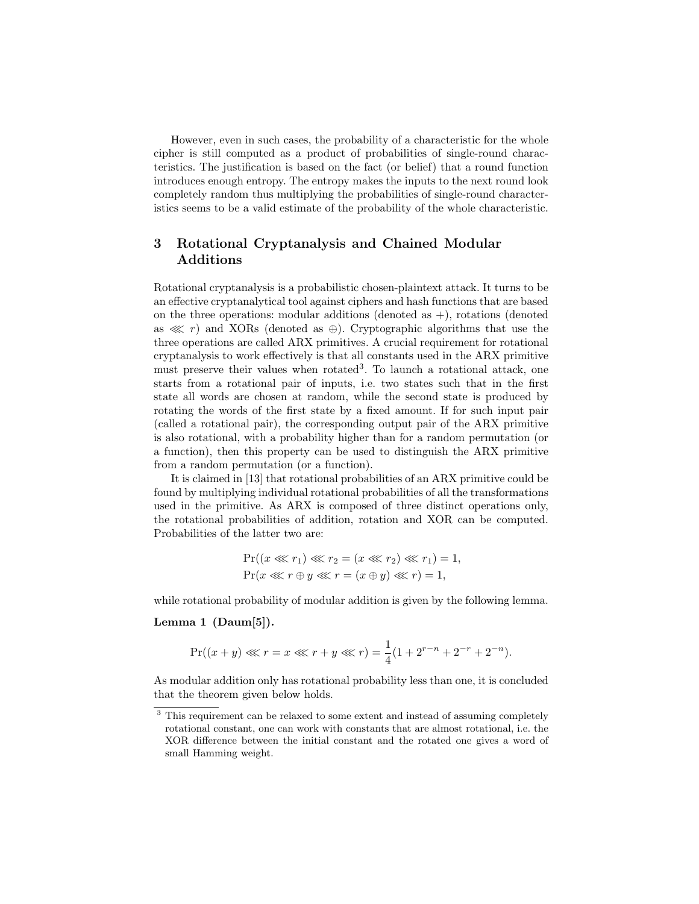However, even in such cases, the probability of a characteristic for the whole cipher is still computed as a product of probabilities of single-round characteristics. The justification is based on the fact (or belief) that a round function introduces enough entropy. The entropy makes the inputs to the next round look completely random thus multiplying the probabilities of single-round characteristics seems to be a valid estimate of the probability of the whole characteristic.

## 3 Rotational Cryptanalysis and Chained Modular Additions

Rotational cryptanalysis is a probabilistic chosen-plaintext attack. It turns to be an effective cryptanalytical tool against ciphers and hash functions that are based on the three operations: modular additions (denoted as $+$), rotations (denoted as $\lll r$) and XORs (denoted as $\oplus$). Cryptographic algorithms that use the three operations are called ARX primitives. A crucial requirement for rotational cryptanalysis to work effectively is that all constants used in the ARX primitive must preserve their values when rotated[3]. To launch a rotational attack, one starts from a rotational pair of inputs, i.e. two states such that in the first state all words are chosen at random, while the second state is produced by rotating the words of the first state by a fixed amount. If for such input pair (called a rotational pair), the corresponding output pair of the ARX primitive is also rotational, with a probability higher than for a random permutation (or a function), then this property can be used to distinguish the ARX primitive from a random permutation (or a function).

It is claimed in [13] that rotational probabilities of an ARX primitive could be found by multiplying individual rotational probabilities of all the transformations used in the primitive. As ARX is composed of three distinct operations only, the rotational probabilities of addition, rotation and XOR can be computed. Probabilities of the latter two are:

$$\Pr((x \lll r_1) \lll r_2 = (x \lll r_2) \lll r_1) = 1,$$
$$\Pr(x \lll r \oplus y \lll r = (x \oplus y) \lll r) = 1,$$

while rotational probability of modular addition is given by the following lemma.

**Lemma 1 (Daum[5]).**

$$\Pr((x + y) \lll r = x \lll r + y \lll r) = \frac{1}{4}(1 + 2^{r-n} + 2^{-r} + 2^{-n}).$$

As modular addition only has rotational probability less than one, it is concluded that the theorem given below holds.

[3] This requirement can be relaxed to some extent and instead of assuming completely rotational constant, one can work with constants that are almost rotational, i.e. the XOR difference between the initial constant and the rotated one gives a word of small Hamming weight.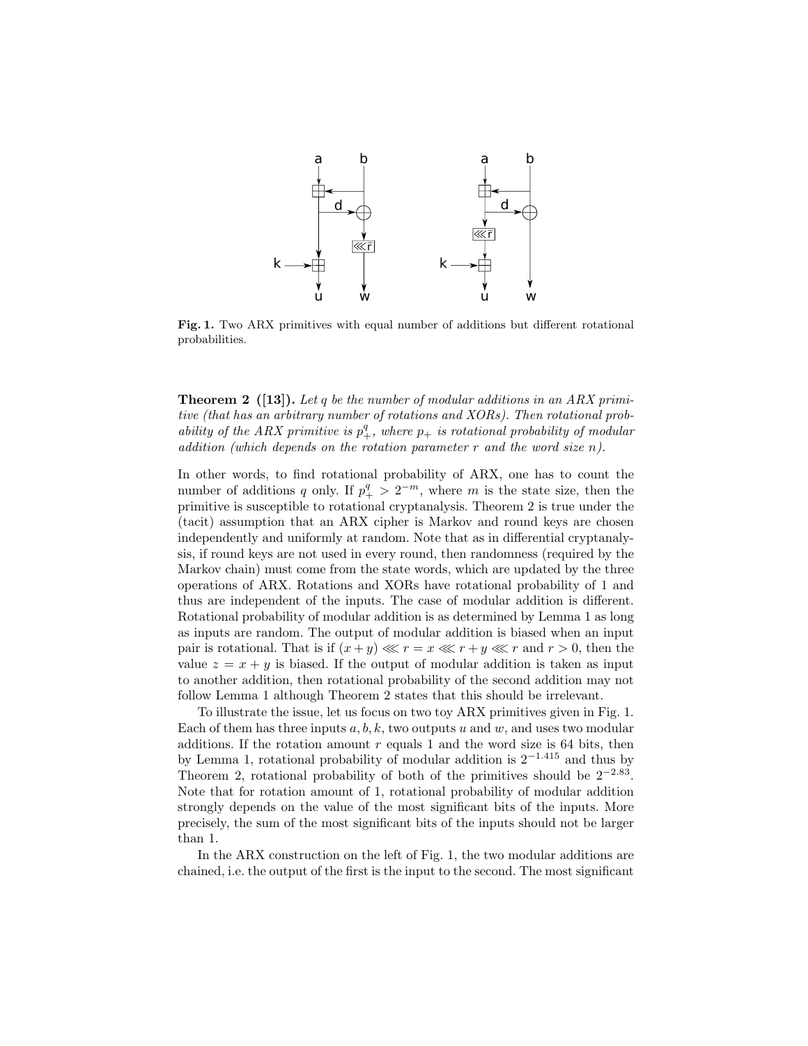**Fig. 1.** Two ARX primitives with equal number of additions but different rotational probabilities.

**Theorem 2 ([13]).** *Let $q$ be the number of modular additions in an ARX primitive (that has an arbitrary number of rotations and XORs). Then rotational probability of the ARX primitive is $p_+^q$, where $p_+$ is rotational probability of modular addition (which depends on the rotation parameter $r$ and the word size $n$).*

In other words, to find rotational probability of ARX, one has to count the number of additions $q$ only. If $p_+^q > 2^{-m}$, where $m$ is the state size, then the primitive is susceptible to rotational cryptanalysis. Theorem 2 is true under the (tacit) assumption that an ARX cipher is Markov and round keys are chosen independently and uniformly at random. Note that as in differential cryptanalysis, if round keys are not used in every round, then randomness (required by the Markov chain) must come from the state words, which are updated by the three operations of ARX. Rotations and XORs have rotational probability of 1 and thus are independent of the inputs. The case of modular addition is different. Rotational probability of modular addition is as determined by Lemma 1 as long as inputs are random. The output of modular addition is biased when an input pair is rotational. That is if $(x + y) \lll r = x \lll r + y \lll r$ and $r > 0$, then the value $z = x + y$ is biased. If the output of modular addition is taken as input to another addition, then rotational probability of the second addition may not follow Lemma 1 although Theorem 2 states that this should be irrelevant.

To illustrate the issue, let us focus on two toy ARX primitives given in Fig. 1. Each of them has three inputs $a, b, k$, two outputs $u$ and $w$, and uses two modular additions. If the rotation amount $r$ equals 1 and the word size is 64 bits, then by Lemma 1, rotational probability of modular addition is $2^{-1.415}$ and thus by Theorem 2, rotational probability of both of the primitives should be $2^{-2.83}$. Note that for rotation amount of 1, rotational probability of modular addition strongly depends on the value of the most significant bits of the inputs. More precisely, the sum of the most significant bits of the inputs should not be larger than 1.

In the ARX construction on the left of Fig. 1, the two modular additions are chained, i.e. the output of the first is the input to the second. The most significant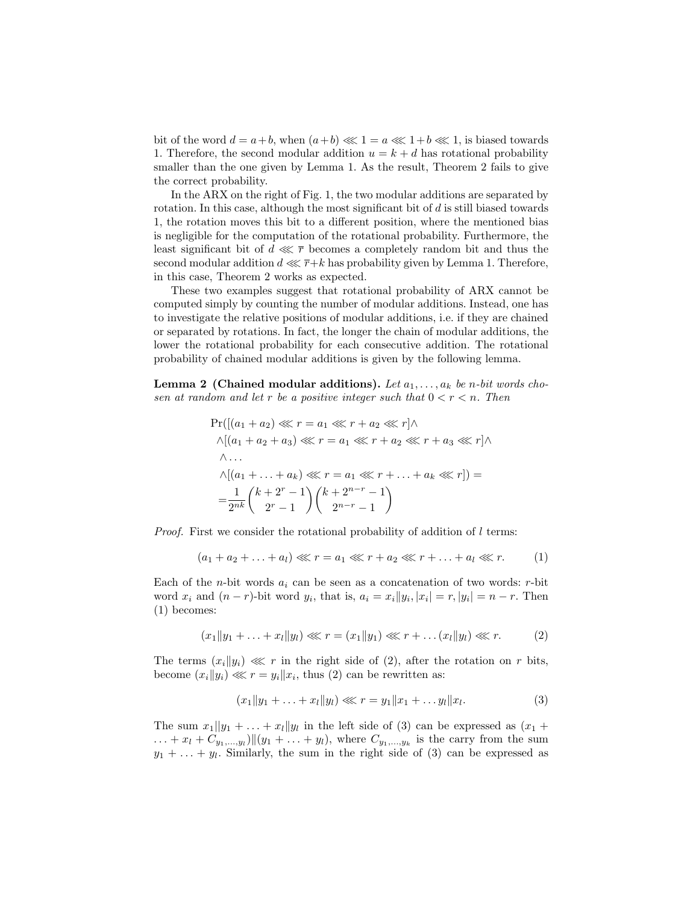bit of the word $d = a + b$, when $(a+b) \lll 1 = a \lll 1 + b \lll 1$, is biased towards 1. Therefore, the second modular addition $u = k + d$ has rotational probability smaller than the one given by Lemma 1. As the result, Theorem 2 fails to give the correct probability.

In the ARX on the right of Fig. 1, the two modular additions are separated by rotation. In this case, although the most significant bit of $d$ is still biased towards 1, the rotation moves this bit to a different position, where the mentioned bias is negligible for the computation of the rotational probability. Furthermore, the least significant bit of $d \lll \overline{r}$ becomes a completely random bit and thus the second modular addition $d \lll \overline{r} + k$ has probability given by Lemma 1. Therefore, in this case, Theorem 2 works as expected.

These two examples suggest that rotational probability of ARX cannot be computed simply by counting the number of modular additions. Instead, one has to investigate the relative positions of modular additions, i.e. if they are chained or separated by rotations. In fact, the longer the chain of modular additions, the lower the rotational probability for each consecutive addition. The rotational probability of chained modular additions is given by the following lemma.

**Lemma 2 (Chained modular additions).** *Let $a_1, \ldots, a_k$ be $n$-bit words chosen at random and let $r$ be a positive integer such that $0 < r < n$. Then*

$$
\begin{aligned}
&\Pr([(a_1 + a_2) \lll r = a_1 \lll r + a_2 \lll r] \wedge \\
&\wedge [(a_1 + a_2 + a_3) \lll r = a_1 \lll r + a_2 \lll r + a_3 \lll r] \wedge \\
&\wedge \ldots \\
&\wedge [(a_1 + \ldots + a_k) \lll r = a_1 \lll r + \ldots + a_k \lll r]) = \\
&= \frac{1}{2^{nk}} \binom{k + 2^r - 1}{2^r - 1} \binom{k + 2^{n-r} - 1}{2^{n-r} - 1}
\end{aligned}
$$

*Proof.* First we consider the rotational probability of addition of $l$ terms:

$$
(a_1 + a_2 + \ldots + a_l) \lll r = a_1 \lll r + a_2 \lll r + \ldots + a_l \lll r. \tag{1}
$$

Each of the $n$-bit words $a_i$ can be seen as a concatenation of two words: $r$-bit word $x_i$ and $(n-r)$-bit word $y_i$, that is, $a_i = x_i \| y_i, |x_i| = r, |y_i| = n - r$. Then (1) becomes:

$$
(x_1 \| y_1 + \ldots + x_l \| y_l) \lll r = (x_1 \| y_1) \lll r + \ldots (x_l \| y_l) \lll r. \tag{2}
$$

The terms $(x_i \| y_i) \lll r$ in the right side of (2), after the rotation on $r$ bits, become $(x_i \| y_i) \lll r = y_i \| x_i$, thus (2) can be rewritten as:

$$
(x_1 \| y_1 + \ldots + x_l \| y_l) \lll r = y_1 \| x_1 + \ldots y_l \| x_l. \tag{3}
$$

The sum $x_1 \| y_1 + \ldots + x_l \| y_l$ in the left side of (3) can be expressed as $(x_1 + \ldots + x_l + C_{y_1,\ldots,y_l}) \| (y_1 + \ldots + y_l)$, where $C_{y_1,\ldots,y_k}$ is the carry from the sum $y_1 + \ldots + y_l$. Similarly, the sum in the right side of (3) can be expressed as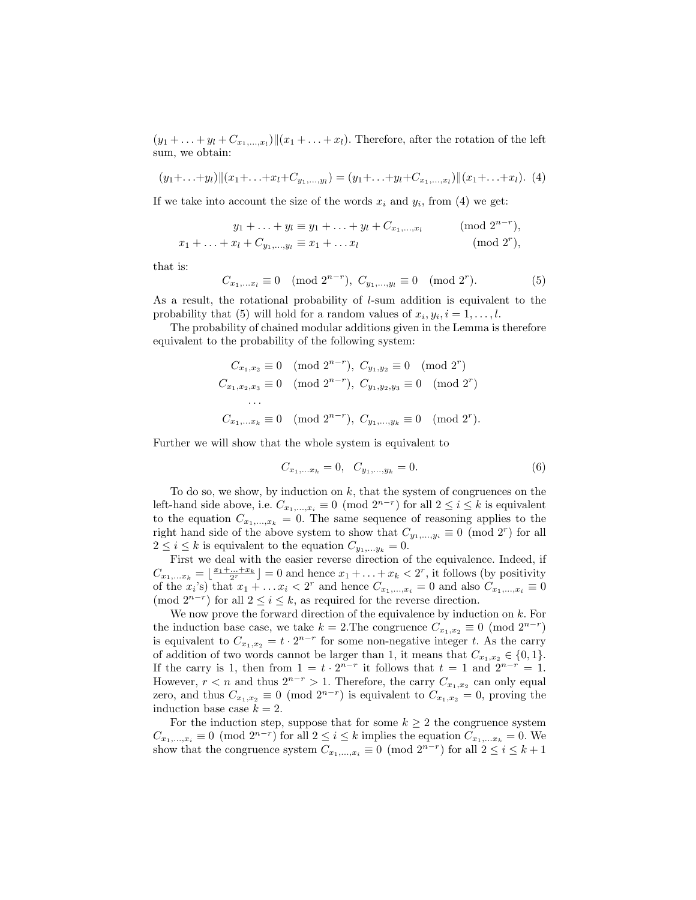$(y_1 + \ldots + y_l + C_{x_1,\ldots,x_l}) \| (x_1 + \ldots + x_l)$. Therefore, after the rotation of the left sum, we obtain:

$$(y_1+\ldots+y_l) \| (x_1+\ldots+x_l+C_{y_1,\ldots,y_l}) = (y_1+\ldots+y_l+C_{x_1,\ldots,x_l}) \| (x_1+\ldots+x_l). \quad (4)$$

If we take into account the size of the words $x_i$ and $y_i$, from (4) we get:

$$\begin{aligned}
y_1 + \ldots + y_l &\equiv y_1 + \ldots + y_l + C_{x_1,\ldots,x_l} \pmod{2^{n-r}}, \\
x_1 + \ldots + x_l + C_{y_1,\ldots,y_l} &\equiv x_1 + \ldots x_l \pmod{2^r},
\end{aligned}$$

that is:

$$C_{x_1,\ldots x_l} \equiv 0 \pmod{2^{n-r}}, \; C_{y_1,\ldots,y_l} \equiv 0 \pmod{2^r}. \quad (5)$$

As a result, the rotational probability of $l$-sum addition is equivalent to the probability that (5) will hold for a random values of $x_i, y_i, i = 1, \ldots, l$.

The probability of chained modular additions given in the Lemma is therefore equivalent to the probability of the following system:

$$\begin{aligned}
C_{x_1,x_2} &\equiv 0 \pmod{2^{n-r}}, \; C_{y_1,y_2} \equiv 0 \pmod{2^r} \\
C_{x_1,x_2,x_3} &\equiv 0 \pmod{2^{n-r}}, \; C_{y_1,y_2,y_3} \equiv 0 \pmod{2^r} \\
&\ldots \\
C_{x_1,\ldots x_k} &\equiv 0 \pmod{2^{n-r}}, \; C_{y_1,\ldots,y_k} \equiv 0 \pmod{2^r}.
\end{aligned}$$

Further we will show that the whole system is equivalent to

$$C_{x_1,\ldots x_k} = 0, \;\; C_{y_1,\ldots,y_k} = 0. \quad (6)$$

To do so, we show, by induction on $k$, that the system of congruences on the left-hand side above, i.e. $C_{x_1,\ldots,x_i} \equiv 0 \pmod{2^{n-r}}$ for all $2 \le i \le k$ is equivalent to the equation $C_{x_1,\ldots,x_k} = 0$. The same sequence of reasoning applies to the right hand side of the above system to show that $C_{y_1,\ldots,y_i} \equiv 0 \pmod{2^r}$ for all $2 \le i \le k$ is equivalent to the equation $C_{y_1,\ldots y_k} = 0$.

First we deal with the easier reverse direction of the equivalence. Indeed, if $C_{x_1,\ldots x_k} = \lfloor \frac{x_1+\ldots+x_k}{2^r} \rfloor = 0$ and hence $x_1 + \ldots + x_k < 2^r$, it follows (by positivity of the $x_i$'s) that $x_1 + \ldots x_i < 2^r$ and hence $C_{x_1,\ldots,x_i} = 0$ and also $C_{x_1,\ldots,x_i} \equiv 0 \pmod{2^{n-r}}$ for all $2 \le i \le k$, as required for the reverse direction.

We now prove the forward direction of the equivalence by induction on $k$. For the induction base case, we take $k = 2$.The congruence $C_{x_1,x_2} \equiv 0 \pmod{2^{n-r}}$ is equivalent to $C_{x_1,x_2} = t \cdot 2^{n-r}$ for some non-negative integer $t$. As the carry of addition of two words cannot be larger than 1, it means that $C_{x_1,x_2} \in \{0, 1\}$. If the carry is 1, then from $1 = t \cdot 2^{n-r}$ it follows that $t = 1$ and $2^{n-r} = 1$. However, $r < n$ and thus $2^{n-r} > 1$. Therefore, the carry $C_{x_1,x_2}$ can only equal zero, and thus $C_{x_1,x_2} \equiv 0 \pmod{2^{n-r}}$ is equivalent to $C_{x_1,x_2} = 0$, proving the induction base case $k = 2$.

For the induction step, suppose that for some $k \ge 2$ the congruence system $C_{x_1,\ldots,x_i} \equiv 0 \pmod{2^{n-r}}$ for all $2 \le i \le k$ implies the equation $C_{x_1,\ldots x_k} = 0$. We show that the congruence system $C_{x_1,\ldots,x_i} \equiv 0 \pmod{2^{n-r}}$ for all $2 \le i \le k+1$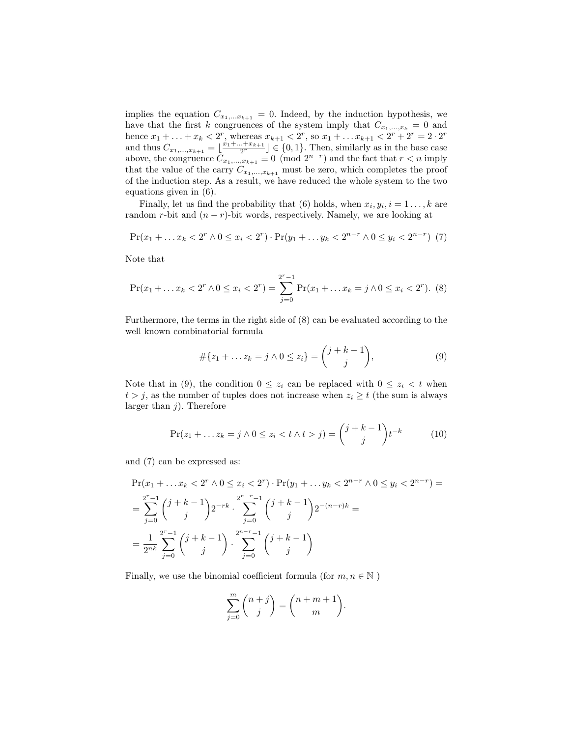implies the equation $C_{x_1,\ldots x_{k+1}} = 0$. Indeed, by the induction hypothesis, we have that the first $k$ congruences of the system imply that $C_{x_1,\ldots,x_k} = 0$ and hence $x_1 + \ldots + x_k < 2^r$, whereas $x_{k+1} < 2^r$, so $x_1 + \ldots x_{k+1} < 2^r + 2^r = 2 \cdot 2^r$ and thus $C_{x_1,\ldots,x_{k+1}} = \lfloor \frac{x_1+\ldots+x_{k+1}}{2^r} \rfloor \in \{0,1\}$. Then, similarly as in the base case above, the congruence $C_{x_1,\ldots,x_{k+1}} \equiv 0 \pmod{2^{n-r}}$ and the fact that $r < n$ imply that the value of the carry $C_{x_1,\ldots,x_{k+1}}$ must be zero, which completes the proof of the induction step. As a result, we have reduced the whole system to the two equations given in (6).

Finally, let us find the probability that (6) holds, when $x_i, y_i, i = 1\ldots, k$ are random $r$-bit and $(n-r)$-bit words, respectively. Namely, we are looking at

$$\Pr(x_1 + \ldots x_k < 2^r \wedge 0 \leq x_i < 2^r) \cdot \Pr(y_1 + \ldots y_k < 2^{n-r} \wedge 0 \leq y_i < 2^{n-r}) \quad (7)$$

Note that

$$\Pr(x_1 + \ldots x_k < 2^r \wedge 0 \leq x_i < 2^r) = \sum_{j=0}^{2^r-1} \Pr(x_1 + \ldots x_k = j \wedge 0 \leq x_i < 2^r). \quad (8)$$

Furthermore, the terms in the right side of (8) can be evaluated according to the well known combinatorial formula

$$\#\{z_1 + \ldots z_k = j \wedge 0 \leq z_i\} = \binom{j+k-1}{j}, \quad (9)$$

Note that in (9), the condition $0 \leq z_i$ can be replaced with $0 \leq z_i < t$ when $t > j$, as the number of tuples does not increase when $z_i \geq t$ (the sum is always larger than $j$). Therefore

$$\Pr(z_1 + \ldots z_k = j \wedge 0 \leq z_i < t \wedge t > j) = \binom{j+k-1}{j} t^{-k} \quad (10)$$

and (7) can be expressed as:

$$\begin{aligned}
&\Pr(x_1 + \ldots x_k < 2^r \wedge 0 \leq x_i < 2^r) \cdot \Pr(y_1 + \ldots y_k < 2^{n-r} \wedge 0 \leq y_i < 2^{n-r}) = \\
&= \sum_{j=0}^{2^r-1} \binom{j+k-1}{j} 2^{-rk} \cdot \sum_{j=0}^{2^{n-r}-1} \binom{j+k-1}{j} 2^{-(n-r)k} = \\
&= \frac{1}{2^{nk}} \sum_{j=0}^{2^r-1} \binom{j+k-1}{j} \cdot \sum_{j=0}^{2^{n-r}-1} \binom{j+k-1}{j}
\end{aligned}$$

Finally, we use the binomial coefficient formula (for $m, n \in \mathbb{N}$ )

$$\sum_{j=0}^{m} \binom{n+j}{j} = \binom{n+m+1}{m}.$$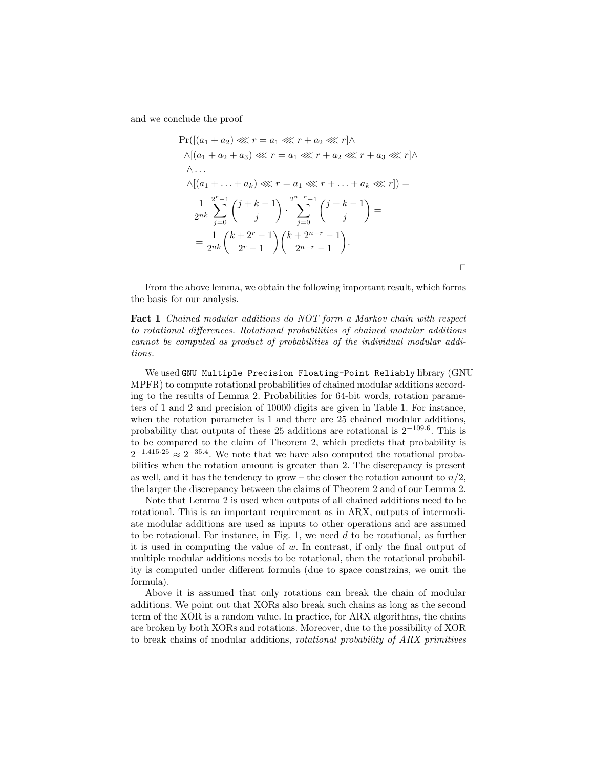and we conclude the proof

$$
\begin{aligned}
&\Pr([(a_1 + a_2) \lll r = a_1 \lll r + a_2 \lll r] \wedge \\
&\wedge [(a_1 + a_2 + a_3) \lll r = a_1 \lll r + a_2 \lll r + a_3 \lll r] \wedge \\
&\wedge \ldots \\
&\wedge [(a_1 + \ldots + a_k) \lll r = a_1 \lll r + \ldots + a_k \lll r]) = \\
&\frac{1}{2^{nk}} \sum_{j=0}^{2^r-1} \binom{j+k-1}{j} \cdot \sum_{j=0}^{2^{n-r}-1} \binom{j+k-1}{j} = \\
&= \frac{1}{2^{nk}} \binom{k+2^r-1}{2^r-1} \binom{k+2^{n-r}-1}{2^{n-r}-1}.
\end{aligned}
$$

□

From the above lemma, we obtain the following important result, which forms the basis for our analysis.

**Fact 1** *Chained modular additions do NOT form a Markov chain with respect to rotational differences. Rotational probabilities of chained modular additions cannot be computed as product of probabilities of the individual modular additions.*

We used `GNU Multiple Precision Floating-Point Reliably` library (GNU MPFR) to compute rotational probabilities of chained modular additions according to the results of Lemma 2. Probabilities for 64-bit words, rotation parameters of 1 and 2 and precision of 10000 digits are given in Table 1. For instance, when the rotation parameter is 1 and there are 25 chained modular additions, probability that outputs of these 25 additions are rotational is $2^{-109.6}$. This is to be compared to the claim of Theorem 2, which predicts that probability is $2^{-1.415 \cdot 25} \approx 2^{-35.4}$. We note that we have also computed the rotational probabilities when the rotation amount is greater than 2. The discrepancy is present as well, and it has the tendency to grow – the closer the rotation amount to $n/2$, the larger the discrepancy between the claims of Theorem 2 and of our Lemma 2.

Note that Lemma 2 is used when outputs of all chained additions need to be rotational. This is an important requirement as in ARX, outputs of intermediate modular additions are used as inputs to other operations and are assumed to be rotational. For instance, in Fig. 1, we need $d$ to be rotational, as further it is used in computing the value of $w$. In contrast, if only the final output of multiple modular additions needs to be rotational, then the rotational probability is computed under different formula (due to space constrains, we omit the formula).

Above it is assumed that only rotations can break the chain of modular additions. We point out that XORs also break such chains as long as the second term of the XOR is a random value. In practice, for ARX algorithms, the chains are broken by both XORs and rotations. Moreover, due to the possibility of XOR to break chains of modular additions, *rotational probability of ARX primitives*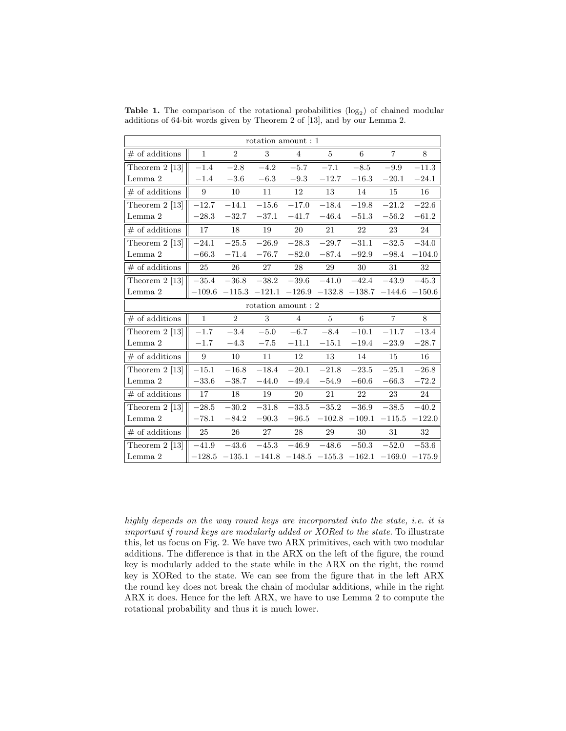**Table 1.** The comparison of the rotational probabilities ($\log_2$) of chained modular additions of 64-bit words given by Theorem 2 of [13], and by our Lemma 2.

| rotation amount : 1 | | | | | | | | |
|---|---|---|---|---|---|---|---|---|
| # of additions | 1 | 2 | 3 | 4 | 5 | 6 | 7 | 8 |
| Theorem 2 [13] | −1.4 | −2.8 | −4.2 | −5.7 | −7.1 | −8.5 | −9.9 | −11.3 |
| Lemma 2 | −1.4 | −3.6 | −6.3 | −9.3 | −12.7 | −16.3 | −20.1 | −24.1 |
| # of additions | 9 | 10 | 11 | 12 | 13 | 14 | 15 | 16 |
| Theorem 2 [13] | −12.7 | −14.1 | −15.6 | −17.0 | −18.4 | −19.8 | −21.2 | −22.6 |
| Lemma 2 | −28.3 | −32.7 | −37.1 | −41.7 | −46.4 | −51.3 | −56.2 | −61.2 |
| # of additions | 17 | 18 | 19 | 20 | 21 | 22 | 23 | 24 |
| Theorem 2 [13] | −24.1 | −25.5 | −26.9 | −28.3 | −29.7 | −31.1 | −32.5 | −34.0 |
| Lemma 2 | −66.3 | −71.4 | −76.7 | −82.0 | −87.4 | −92.9 | −98.4 | −104.0 |
| # of additions | 25 | 26 | 27 | 28 | 29 | 30 | 31 | 32 |
| Theorem 2 [13] | −35.4 | −36.8 | −38.2 | −39.6 | −41.0 | −42.4 | −43.9 | −45.3 |
| Lemma 2 | −109.6 | −115.3 | −121.1 | −126.9 | −132.8 | −138.7 | −144.6 | −150.6 |
| rotation amount : 2 | | | | | | | | |
| # of additions | 1 | 2 | 3 | 4 | 5 | 6 | 7 | 8 |
| Theorem 2 [13] | −1.7 | −3.4 | −5.0 | −6.7 | −8.4 | −10.1 | −11.7 | −13.4 |
| Lemma 2 | −1.7 | −4.3 | −7.5 | −11.1 | −15.1 | −19.4 | −23.9 | −28.7 |
| # of additions | 9 | 10 | 11 | 12 | 13 | 14 | 15 | 16 |
| Theorem 2 [13] | −15.1 | −16.8 | −18.4 | −20.1 | −21.8 | −23.5 | −25.1 | −26.8 |
| Lemma 2 | −33.6 | −38.7 | −44.0 | −49.4 | −54.9 | −60.6 | −66.3 | −72.2 |
| # of additions | 17 | 18 | 19 | 20 | 21 | 22 | 23 | 24 |
| Theorem 2 [13] | −28.5 | −30.2 | −31.8 | −33.5 | −35.2 | −36.9 | −38.5 | −40.2 |
| Lemma 2 | −78.1 | −84.2 | −90.3 | −96.5 | −102.8 | −109.1 | −115.5 | −122.0 |
| # of additions | 25 | 26 | 27 | 28 | 29 | 30 | 31 | 32 |
| Theorem 2 [13] | −41.9 | −43.6 | −45.3 | −46.9 | −48.6 | −50.3 | −52.0 | −53.6 |
| Lemma 2 | −128.5 | −135.1 | −141.8 | −148.5 | −155.3 | −162.1 | −169.0 | −175.9 |

*highly depends on the way round keys are incorporated into the state, i.e. it is important if round keys are modularly added or XORed to the state.* To illustrate this, let us focus on Fig. 2. We have two ARX primitives, each with two modular additions. The difference is that in the ARX on the left of the figure, the round key is modularly added to the state while in the ARX on the right, the round key is XORed to the state. We can see from the figure that in the left ARX the round key does not break the chain of modular additions, while in the right ARX it does. Hence for the left ARX, we have to use Lemma 2 to compute the rotational probability and thus it is much lower.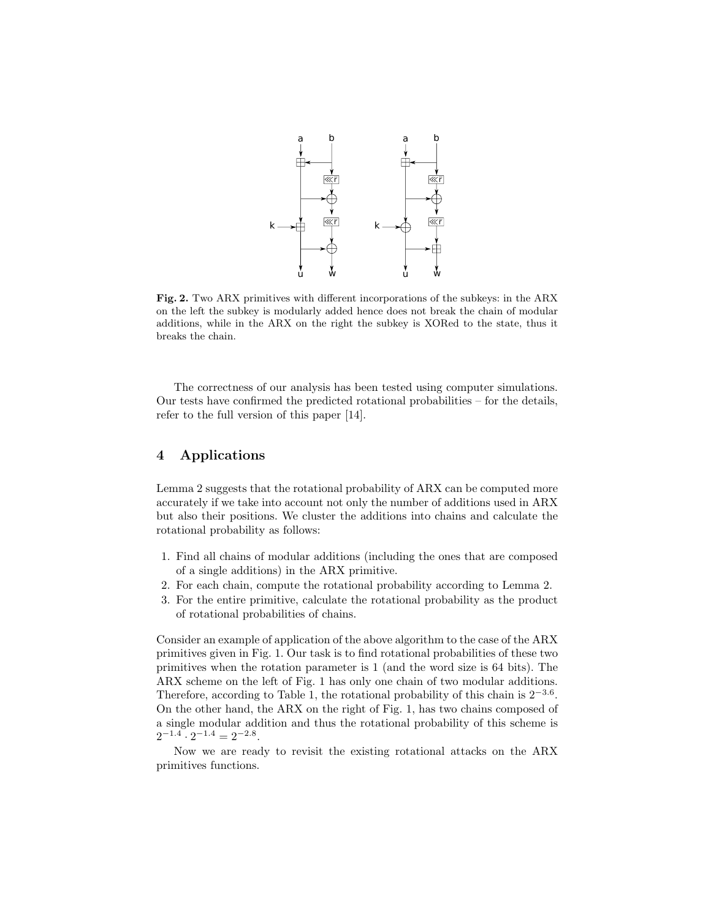**Fig. 2.** Two ARX primitives with different incorporations of the subkeys: in the ARX on the left the subkey is modularly added hence does not break the chain of modular additions, while in the ARX on the right the subkey is XORed to the state, thus it breaks the chain.

The correctness of our analysis has been tested using computer simulations. Our tests have confirmed the predicted rotational probabilities – for the details, refer to the full version of this paper [14].

## 4 Applications

Lemma 2 suggests that the rotational probability of ARX can be computed more accurately if we take into account not only the number of additions used in ARX but also their positions. We cluster the additions into chains and calculate the rotational probability as follows:

1. Find all chains of modular additions (including the ones that are composed of a single additions) in the ARX primitive.
2. For each chain, compute the rotational probability according to Lemma 2.
3. For the entire primitive, calculate the rotational probability as the product of rotational probabilities of chains.

Consider an example of application of the above algorithm to the case of the ARX primitives given in Fig. 1. Our task is to find rotational probabilities of these two primitives when the rotation parameter is 1 (and the word size is 64 bits). The ARX scheme on the left of Fig. 1 has only one chain of two modular additions. Therefore, according to Table 1, the rotational probability of this chain is $2^{-3.6}$. On the other hand, the ARX on the right of Fig. 1, has two chains composed of a single modular addition and thus the rotational probability of this scheme is $2^{-1.4} \cdot 2^{-1.4} = 2^{-2.8}$.

Now we are ready to revisit the existing rotational attacks on the ARX primitives functions.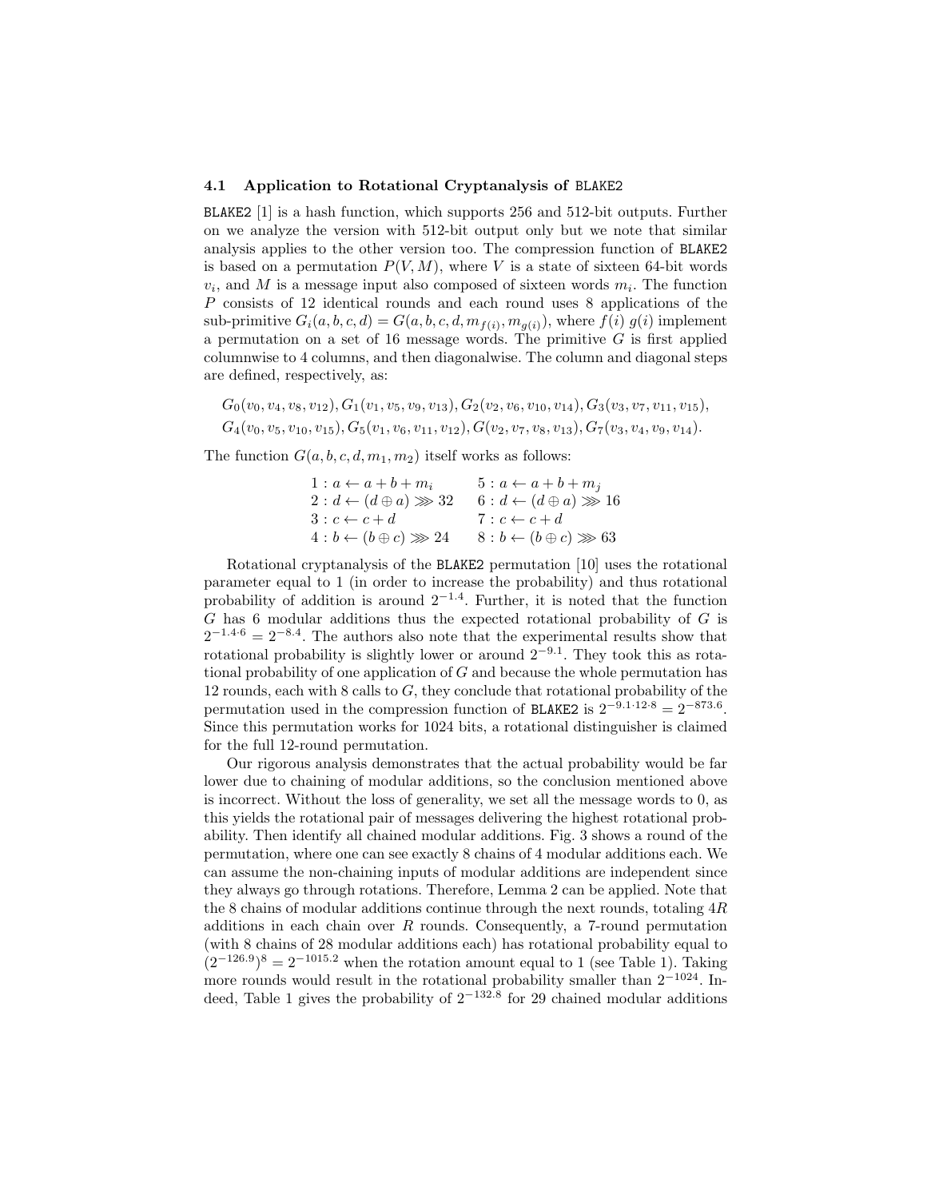### 4.1 Application to Rotational Cryptanalysis of BLAKE2

BLAKE2 [1] is a hash function, which supports 256 and 512-bit outputs. Further on we analyze the version with 512-bit output only but we note that similar analysis applies to the other version too. The compression function of BLAKE2 is based on a permutation $P(V, M)$, where $V$ is a state of sixteen 64-bit words $v_i$, and $M$ is a message input also composed of sixteen words $m_i$. The function $P$ consists of 12 identical rounds and each round uses 8 applications of the sub-primitive $G_i(a, b, c, d) = G(a, b, c, d, m_{f(i)}, m_{g(i)})$, where $f(i)$ $g(i)$ implement a permutation on a set of 16 message words. The primitive $G$ is first applied columnwise to 4 columns, and then diagonalwise. The column and diagonal steps are defined, respectively, as:

$$G_0(v_0, v_4, v_8, v_{12}), G_1(v_1, v_5, v_9, v_{13}), G_2(v_2, v_6, v_{10}, v_{14}), G_3(v_3, v_7, v_{11}, v_{15}),$$
$$G_4(v_0, v_5, v_{10}, v_{15}), G_5(v_1, v_6, v_{11}, v_{12}), G(v_2, v_7, v_8, v_{13}), G_7(v_3, v_4, v_9, v_{14}).$$

The function $G(a, b, c, d, m_1, m_2)$ itself works as follows:

$$\begin{array}{ll} 1: a \leftarrow a + b + m_i & 5: a \leftarrow a + b + m_j \\ 2: d \leftarrow (d \oplus a) \ggg 32 & 6: d \leftarrow (d \oplus a) \ggg 16 \\ 3: c \leftarrow c + d & 7: c \leftarrow c + d \\ 4: b \leftarrow (b \oplus c) \ggg 24 & 8: b \leftarrow (b \oplus c) \ggg 63 \end{array}$$

Rotational cryptanalysis of the BLAKE2 permutation [10] uses the rotational parameter equal to 1 (in order to increase the probability) and thus rotational probability of addition is around $2^{-1.4}$. Further, it is noted that the function $G$ has 6 modular additions thus the expected rotational probability of $G$ is $2^{-1.4 \cdot 6} = 2^{-8.4}$. The authors also note that the experimental results show that rotational probability is slightly lower or around $2^{-9.1}$. They took this as rotational probability of one application of $G$ and because the whole permutation has 12 rounds, each with 8 calls to $G$, they conclude that rotational probability of the permutation used in the compression function of BLAKE2 is $2^{-9.1 \cdot 12 \cdot 8} = 2^{-873.6}$. Since this permutation works for 1024 bits, a rotational distinguisher is claimed for the full 12-round permutation.

Our rigorous analysis demonstrates that the actual probability would be far lower due to chaining of modular additions, so the conclusion mentioned above is incorrect. Without the loss of generality, we set all the message words to 0, as this yields the rotational pair of messages delivering the highest rotational probability. Then identify all chained modular additions. Fig. 3 shows a round of the permutation, where one can see exactly 8 chains of 4 modular additions each. We can assume the non-chaining inputs of modular additions are independent since they always go through rotations. Therefore, Lemma 2 can be applied. Note that the 8 chains of modular additions continue through the next rounds, totaling $4R$ additions in each chain over $R$ rounds. Consequently, a 7-round permutation (with 8 chains of 28 modular additions each) has rotational probability equal to $(2^{-126.9})^8 = 2^{-1015.2}$ when the rotation amount equal to 1 (see Table 1). Taking more rounds would result in the rotational probability smaller than $2^{-1024}$. Indeed, Table 1 gives the probability of $2^{-132.8}$ for 29 chained modular additions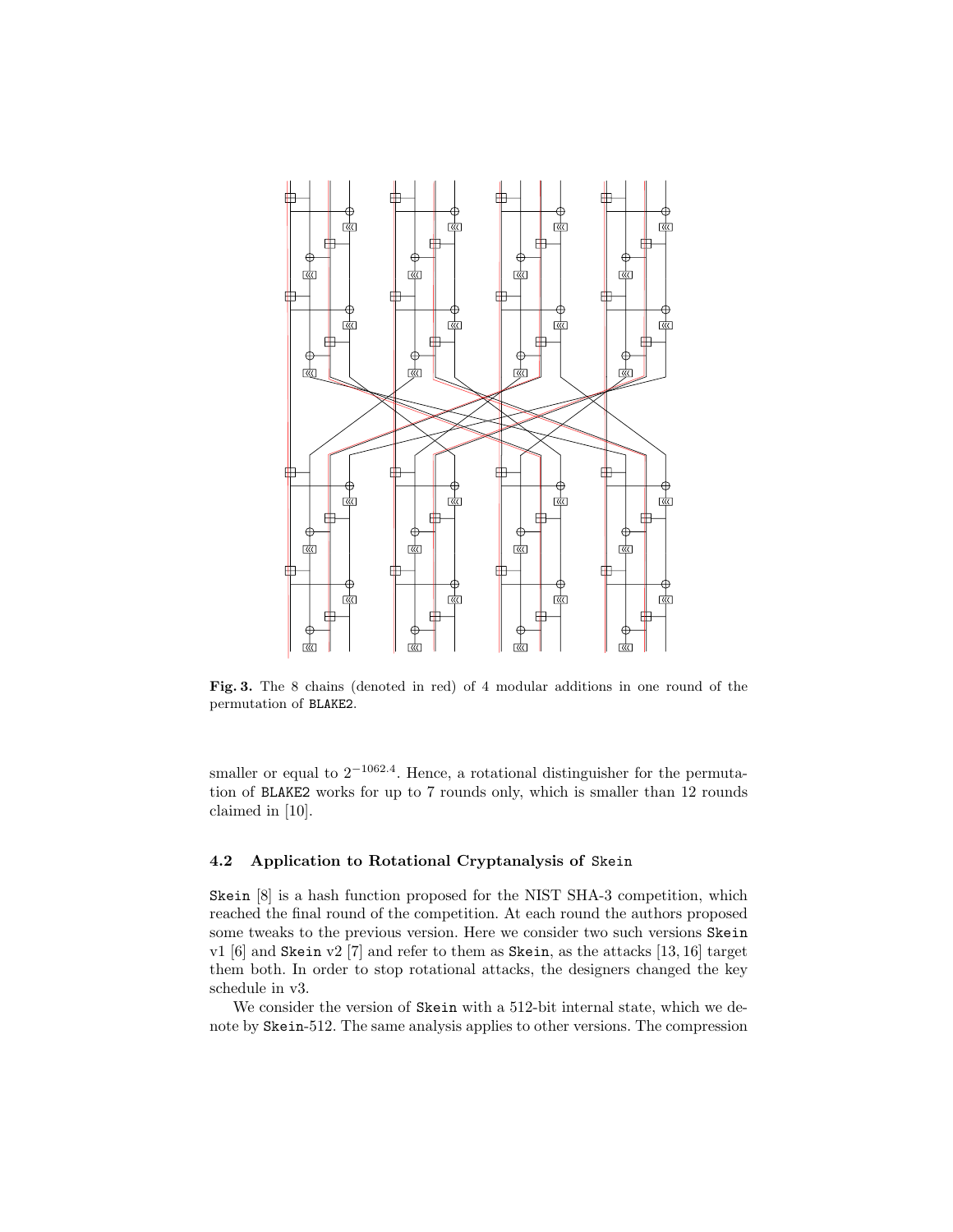Fig. 3. The 8 chains (denoted in red) of 4 modular additions in one round of the permutation of BLAKE2.

smaller or equal to $2^{-1062.4}$. Hence, a rotational distinguisher for the permutation of BLAKE2 works for up to 7 rounds only, which is smaller than 12 rounds claimed in [10].

### 4.2 Application to Rotational Cryptanalysis of Skein

Skein [8] is a hash function proposed for the NIST SHA-3 competition, which reached the final round of the competition. At each round the authors proposed some tweaks to the previous version. Here we consider two such versions Skein v1 [6] and Skein v2 [7] and refer to them as Skein, as the attacks [13, 16] target them both. In order to stop rotational attacks, the designers changed the key schedule in v3.

We consider the version of Skein with a 512-bit internal state, which we denote by Skein-512. The same analysis applies to other versions. The compression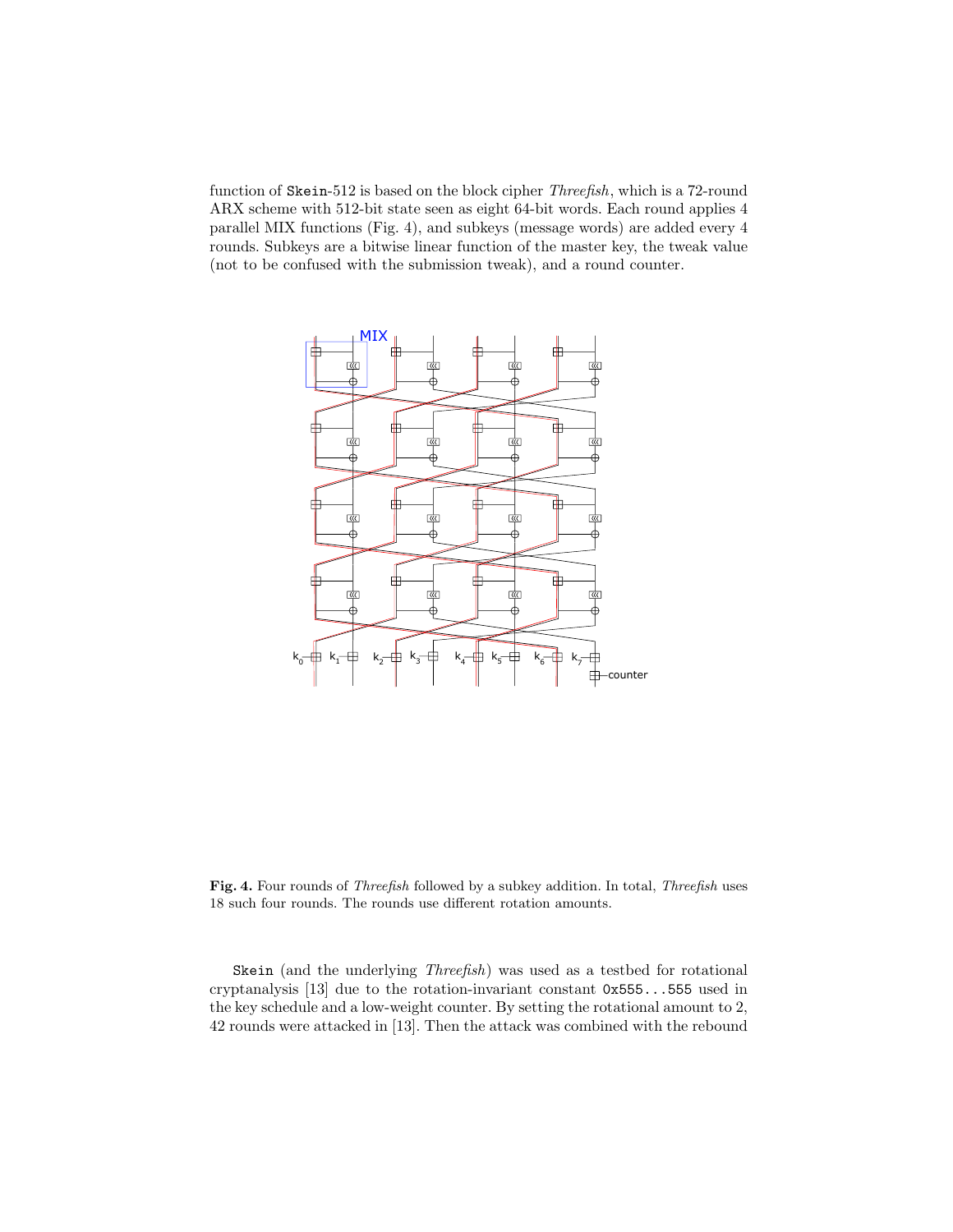function of `Skein`-512 is based on the block cipher *Threefish*, which is a 72-round ARX scheme with 512-bit state seen as eight 64-bit words. Each round applies 4 parallel MIX functions (Fig. 4), and subkeys (message words) are added every 4 rounds. Subkeys are a bitwise linear function of the master key, the tweak value (not to be confused with the submission tweak), and a round counter.

**Fig. 4.** Four rounds of *Threefish* followed by a subkey addition. In total, *Threefish* uses 18 such four rounds. The rounds use different rotation amounts.

`Skein` (and the underlying *Threefish*) was used as a testbed for rotational cryptanalysis [13] due to the rotation-invariant constant `0x555...555` used in the key schedule and a low-weight counter. By setting the rotational amount to 2, 42 rounds were attacked in [13]. Then the attack was combined with the rebound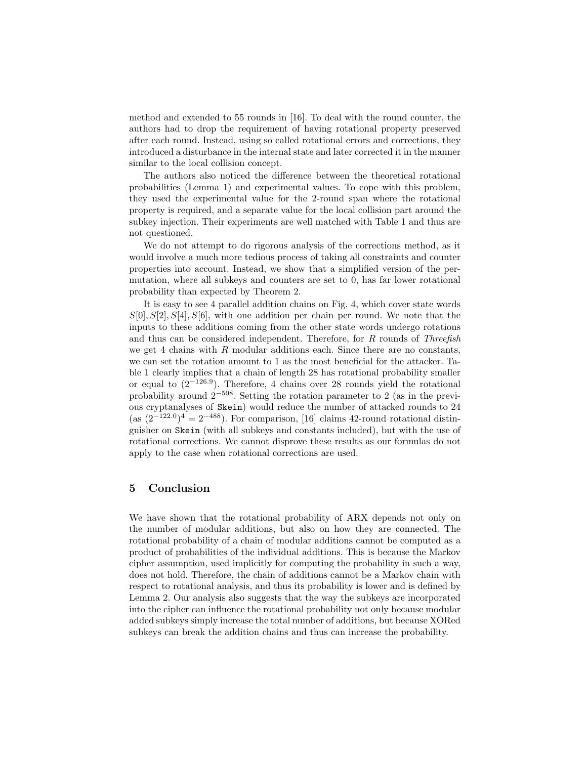method and extended to 55 rounds in [16]. To deal with the round counter, the authors had to drop the requirement of having rotational property preserved after each round. Instead, using so called rotational errors and corrections, they introduced a disturbance in the internal state and later corrected it in the manner similar to the local collision concept.

The authors also noticed the difference between the theoretical rotational probabilities (Lemma 1) and experimental values. To cope with this problem, they used the experimental value for the 2-round span where the rotational property is required, and a separate value for the local collision part around the subkey injection. Their experiments are well matched with Table 1 and thus are not questioned.

We do not attempt to do rigorous analysis of the corrections method, as it would involve a much more tedious process of taking all constraints and counter properties into account. Instead, we show that a simplified version of the permutation, where all subkeys and counters are set to 0, has far lower rotational probability than expected by Theorem 2.

It is easy to see 4 parallel addition chains on Fig. 4, which cover state words $S[0], S[2], S[4], S[6]$, with one addition per chain per round. We note that the inputs to these additions coming from the other state words undergo rotations and thus can be considered independent. Therefore, for $R$ rounds of *Threefish* we get 4 chains with $R$ modular additions each. Since there are no constants, we can set the rotation amount to 1 as the most beneficial for the attacker. Table 1 clearly implies that a chain of length 28 has rotational probability smaller or equal to $(2^{-126.9})$. Therefore, 4 chains over 28 rounds yield the rotational probability around $2^{-508}$. Setting the rotation parameter to 2 (as in the previous cryptanalyses of `Skein`) would reduce the number of attacked rounds to 24 (as $(2^{-122.0})^4 = 2^{-488}$). For comparison, [16] claims 42-round rotational distinguisher on `Skein` (with all subkeys and constants included), but with the use of rotational corrections. We cannot disprove these results as our formulas do not apply to the case when rotational corrections are used.

## 5 Conclusion

We have shown that the rotational probability of ARX depends not only on the number of modular additions, but also on how they are connected. The rotational probability of a chain of modular additions cannot be computed as a product of probabilities of the individual additions. This is because the Markov cipher assumption, used implicitly for computing the probability in such a way, does not hold. Therefore, the chain of additions cannot be a Markov chain with respect to rotational analysis, and thus its probability is lower and is defined by Lemma 2. Our analysis also suggests that the way the subkeys are incorporated into the cipher can influence the rotational probability not only because modular added subkeys simply increase the total number of additions, but because XORed subkeys can break the addition chains and thus can increase the probability.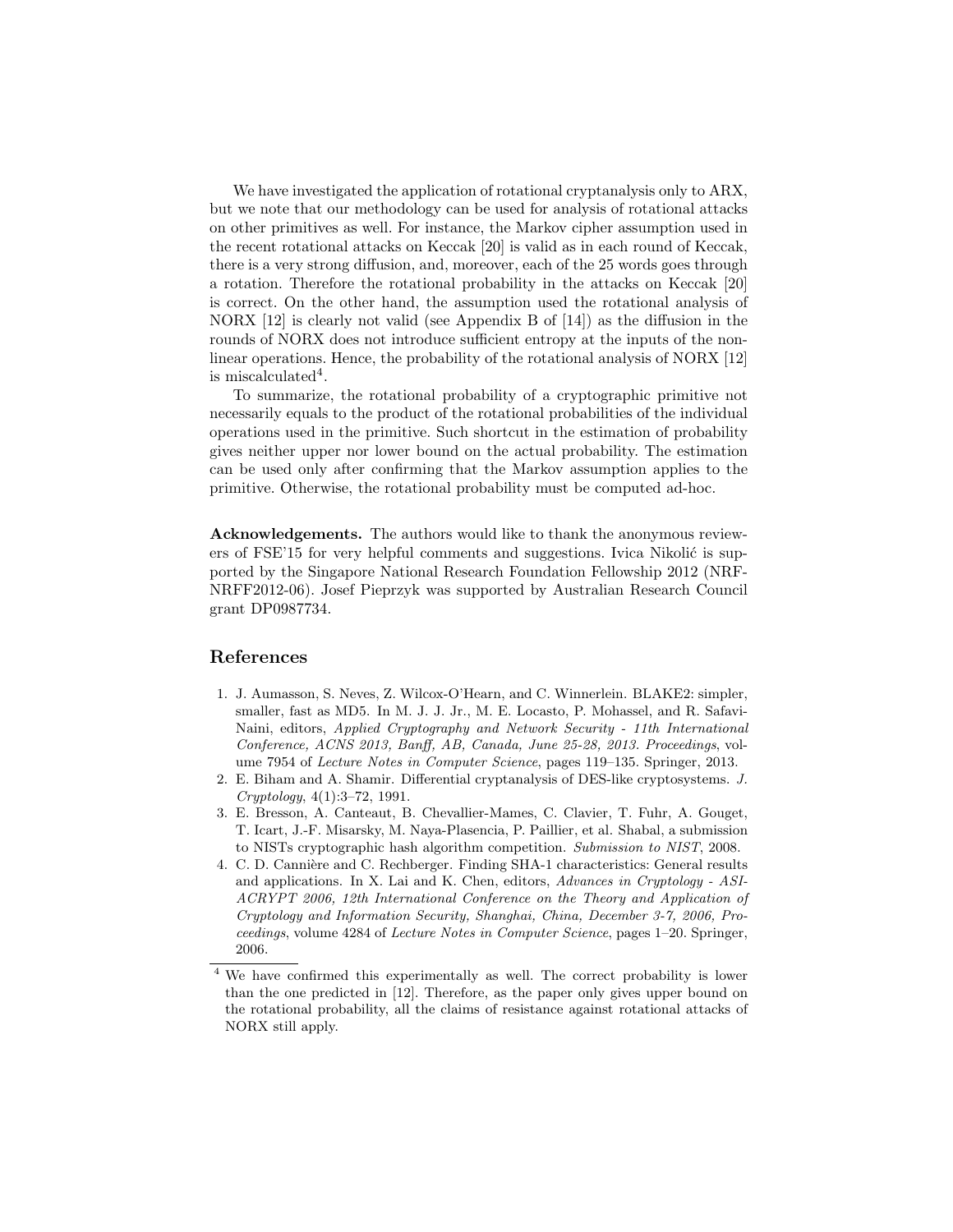We have investigated the application of rotational cryptanalysis only to ARX, but we note that our methodology can be used for analysis of rotational attacks on other primitives as well. For instance, the Markov cipher assumption used in the recent rotational attacks on Keccak [20] is valid as in each round of Keccak, there is a very strong diffusion, and, moreover, each of the 25 words goes through a rotation. Therefore the rotational probability in the attacks on Keccak [20] is correct. On the other hand, the assumption used the rotational analysis of NORX [12] is clearly not valid (see Appendix B of [14]) as the diffusion in the rounds of NORX does not introduce sufficient entropy at the inputs of the non-linear operations. Hence, the probability of the rotational analysis of NORX [12] is miscalculated[4].

To summarize, the rotational probability of a cryptographic primitive not necessarily equals to the product of the rotational probabilities of the individual operations used in the primitive. Such shortcut in the estimation of probability gives neither upper nor lower bound on the actual probability. The estimation can be used only after confirming that the Markov assumption applies to the primitive. Otherwise, the rotational probability must be computed ad-hoc.

**Acknowledgements.** The authors would like to thank the anonymous reviewers of FSE'15 for very helpful comments and suggestions. Ivica Nikolić is supported by the Singapore National Research Foundation Fellowship 2012 (NRF-NRFF2012-06). Josef Pieprzyk was supported by Australian Research Council grant DP0987734.

## References

1. J. Aumasson, S. Neves, Z. Wilcox-O'Hearn, and C. Winnerlein. BLAKE2: simpler, smaller, fast as MD5. In M. J. J. Jr., M. E. Locasto, P. Mohassel, and R. Safavi-Naini, editors, *Applied Cryptography and Network Security - 11th International Conference, ACNS 2013, Banff, AB, Canada, June 25-28, 2013. Proceedings*, volume 7954 of *Lecture Notes in Computer Science*, pages 119–135. Springer, 2013.
2. E. Biham and A. Shamir. Differential cryptanalysis of DES-like cryptosystems. *J. Cryptology*, 4(1):3–72, 1991.
3. E. Bresson, A. Canteaut, B. Chevallier-Mames, C. Clavier, T. Fuhr, A. Gouget, T. Icart, J.-F. Misarsky, M. Naya-Plasencia, P. Paillier, et al. Shabal, a submission to NISTs cryptographic hash algorithm competition. *Submission to NIST*, 2008.
4. C. D. Cannière and C. Rechberger. Finding SHA-1 characteristics: General results and applications. In X. Lai and K. Chen, editors, *Advances in Cryptology - ASIACRYPT 2006, 12th International Conference on the Theory and Application of Cryptology and Information Security, Shanghai, China, December 3-7, 2006, Proceedings*, volume 4284 of *Lecture Notes in Computer Science*, pages 1–20. Springer, 2006.

---

[4] We have confirmed this experimentally as well. The correct probability is lower than the one predicted in [12]. Therefore, as the paper only gives upper bound on the rotational probability, all the claims of resistance against rotational attacks of NORX still apply.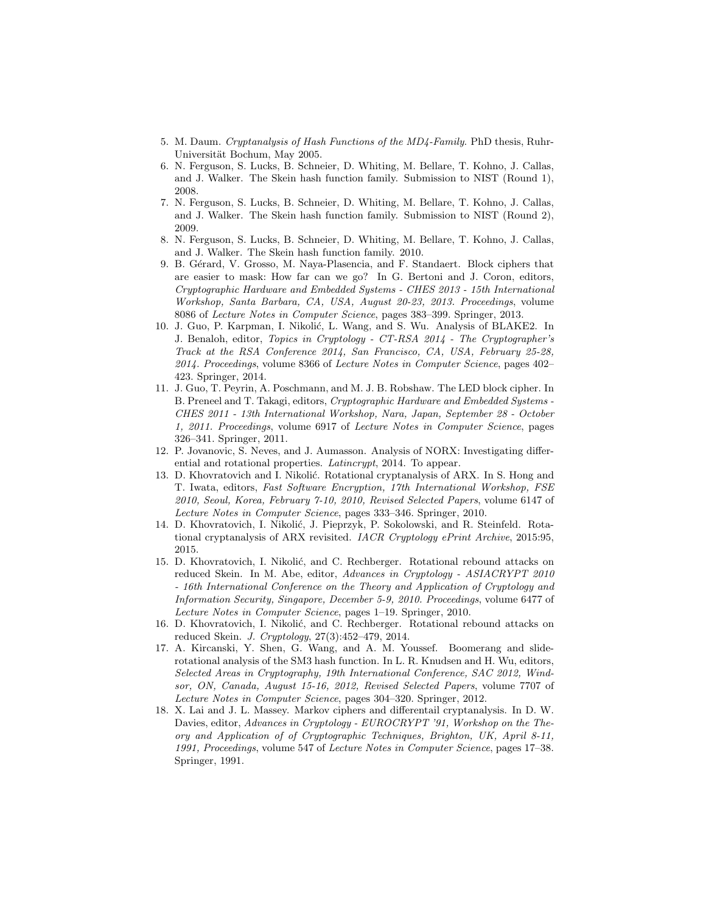5. M. Daum. *Cryptanalysis of Hash Functions of the MD4-Family*. PhD thesis, Ruhr-Universität Bochum, May 2005.
6. N. Ferguson, S. Lucks, B. Schneier, D. Whiting, M. Bellare, T. Kohno, J. Callas, and J. Walker. The Skein hash function family. Submission to NIST (Round 1), 2008.
7. N. Ferguson, S. Lucks, B. Schneier, D. Whiting, M. Bellare, T. Kohno, J. Callas, and J. Walker. The Skein hash function family. Submission to NIST (Round 2), 2009.
8. N. Ferguson, S. Lucks, B. Schneier, D. Whiting, M. Bellare, T. Kohno, J. Callas, and J. Walker. The Skein hash function family. 2010.
9. B. Gérard, V. Grosso, M. Naya-Plasencia, and F. Standaert. Block ciphers that are easier to mask: How far can we go? In G. Bertoni and J. Coron, editors, *Cryptographic Hardware and Embedded Systems - CHES 2013 - 15th International Workshop, Santa Barbara, CA, USA, August 20-23, 2013. Proceedings*, volume 8086 of *Lecture Notes in Computer Science*, pages 383–399. Springer, 2013.
10. J. Guo, P. Karpman, I. Nikolić, L. Wang, and S. Wu. Analysis of BLAKE2. In J. Benaloh, editor, *Topics in Cryptology - CT-RSA 2014 - The Cryptographer's Track at the RSA Conference 2014, San Francisco, CA, USA, February 25-28, 2014. Proceedings*, volume 8366 of *Lecture Notes in Computer Science*, pages 402–423. Springer, 2014.
11. J. Guo, T. Peyrin, A. Poschmann, and M. J. B. Robshaw. The LED block cipher. In B. Preneel and T. Takagi, editors, *Cryptographic Hardware and Embedded Systems - CHES 2011 - 13th International Workshop, Nara, Japan, September 28 - October 1, 2011. Proceedings*, volume 6917 of *Lecture Notes in Computer Science*, pages 326–341. Springer, 2011.
12. P. Jovanovic, S. Neves, and J. Aumasson. Analysis of NORX: Investigating differential and rotational properties. *Latincrypt*, 2014. To appear.
13. D. Khovratovich and I. Nikolić. Rotational cryptanalysis of ARX. In S. Hong and T. Iwata, editors, *Fast Software Encryption, 17th International Workshop, FSE 2010, Seoul, Korea, February 7-10, 2010, Revised Selected Papers*, volume 6147 of *Lecture Notes in Computer Science*, pages 333–346. Springer, 2010.
14. D. Khovratovich, I. Nikolić, J. Pieprzyk, P. Sokolowski, and R. Steinfeld. Rotational cryptanalysis of ARX revisited. *IACR Cryptology ePrint Archive*, 2015:95, 2015.
15. D. Khovratovich, I. Nikolić, and C. Rechberger. Rotational rebound attacks on reduced Skein. In M. Abe, editor, *Advances in Cryptology - ASIACRYPT 2010 - 16th International Conference on the Theory and Application of Cryptology and Information Security, Singapore, December 5-9, 2010. Proceedings*, volume 6477 of *Lecture Notes in Computer Science*, pages 1–19. Springer, 2010.
16. D. Khovratovich, I. Nikolić, and C. Rechberger. Rotational rebound attacks on reduced Skein. *J. Cryptology*, 27(3):452–479, 2014.
17. A. Kircanski, Y. Shen, G. Wang, and A. M. Youssef. Boomerang and slide-rotational analysis of the SM3 hash function. In L. R. Knudsen and H. Wu, editors, *Selected Areas in Cryptography, 19th International Conference, SAC 2012, Windsor, ON, Canada, August 15-16, 2012, Revised Selected Papers*, volume 7707 of *Lecture Notes in Computer Science*, pages 304–320. Springer, 2012.
18. X. Lai and J. L. Massey. Markov ciphers and differentail cryptanalysis. In D. W. Davies, editor, *Advances in Cryptology - EUROCRYPT '91, Workshop on the Theory and Application of of Cryptographic Techniques, Brighton, UK, April 8-11, 1991, Proceedings*, volume 547 of *Lecture Notes in Computer Science*, pages 17–38. Springer, 1991.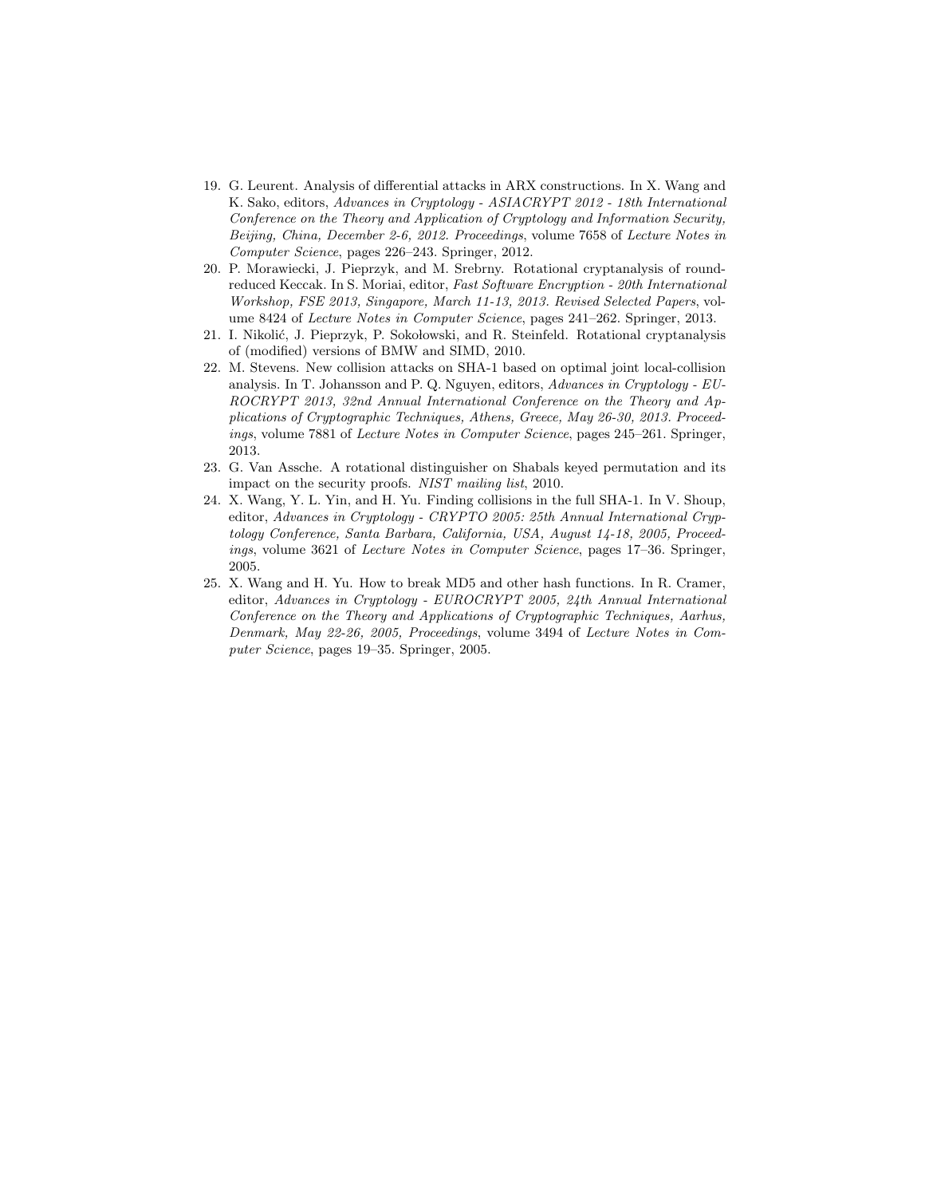19. G. Leurent. Analysis of differential attacks in ARX constructions. In X. Wang and K. Sako, editors, *Advances in Cryptology - ASIACRYPT 2012 - 18th International Conference on the Theory and Application of Cryptology and Information Security, Beijing, China, December 2-6, 2012. Proceedings*, volume 7658 of *Lecture Notes in Computer Science*, pages 226–243. Springer, 2012.
20. P. Morawiecki, J. Pieprzyk, and M. Srebrny. Rotational cryptanalysis of round-reduced Keccak. In S. Moriai, editor, *Fast Software Encryption - 20th International Workshop, FSE 2013, Singapore, March 11-13, 2013. Revised Selected Papers*, volume 8424 of *Lecture Notes in Computer Science*, pages 241–262. Springer, 2013.
21. I. Nikolić, J. Pieprzyk, P. Sokołowski, and R. Steinfeld. Rotational cryptanalysis of (modified) versions of BMW and SIMD, 2010.
22. M. Stevens. New collision attacks on SHA-1 based on optimal joint local-collision analysis. In T. Johansson and P. Q. Nguyen, editors, *Advances in Cryptology - EUROCRYPT 2013, 32nd Annual International Conference on the Theory and Applications of Cryptographic Techniques, Athens, Greece, May 26-30, 2013. Proceedings*, volume 7881 of *Lecture Notes in Computer Science*, pages 245–261. Springer, 2013.
23. G. Van Assche. A rotational distinguisher on Shabals keyed permutation and its impact on the security proofs. *NIST mailing list*, 2010.
24. X. Wang, Y. L. Yin, and H. Yu. Finding collisions in the full SHA-1. In V. Shoup, editor, *Advances in Cryptology - CRYPTO 2005: 25th Annual International Cryptology Conference, Santa Barbara, California, USA, August 14-18, 2005, Proceedings*, volume 3621 of *Lecture Notes in Computer Science*, pages 17–36. Springer, 2005.
25. X. Wang and H. Yu. How to break MD5 and other hash functions. In R. Cramer, editor, *Advances in Cryptology - EUROCRYPT 2005, 24th Annual International Conference on the Theory and Applications of Cryptographic Techniques, Aarhus, Denmark, May 22-26, 2005, Proceedings*, volume 3494 of *Lecture Notes in Computer Science*, pages 19–35. Springer, 2005.